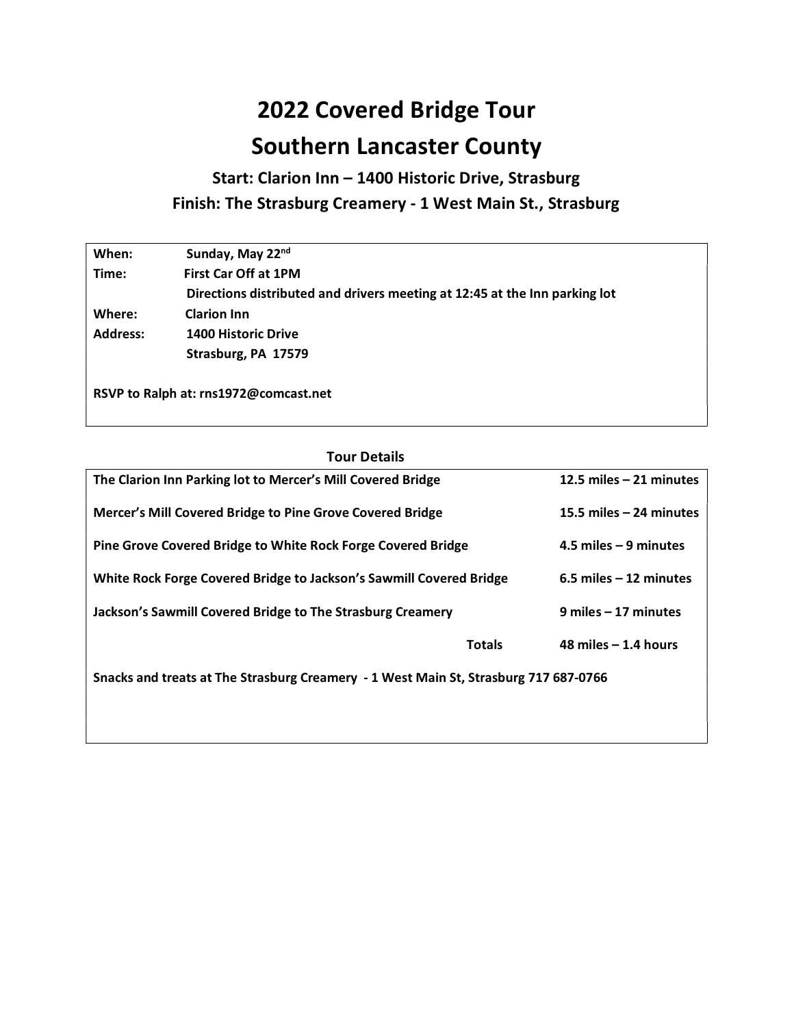# 2022 Covered Bridge Tour

# Southern Lancaster County

### Start: Clarion Inn – 1400 Historic Drive, Strasburg

### Finish: The Strasburg Creamery - 1 West Main St., Strasburg

| | |
|---|---|
| **When:** | **Sunday, May 22nd** |
| **Time:** | **First Car Off at 1PM** |
| | **Directions distributed and drivers meeting at 12:45 at the Inn parking lot** |
| **Where:** | **Clarion Inn** |
| **Address:** | **1400 Historic Drive** |
| | **Strasburg, PA 17579** |

**RSVP to Ralph at: rns1972@comcast.net**

### Tour Details

| | |
|---|---|
| **The Clarion Inn Parking lot to Mercer's Mill Covered Bridge** | **12.5 miles – 21 minutes** |
| **Mercer's Mill Covered Bridge to Pine Grove Covered Bridge** | **15.5 miles – 24 minutes** |
| **Pine Grove Covered Bridge to White Rock Forge Covered Bridge** | **4.5 miles – 9 minutes** |
| **White Rock Forge Covered Bridge to Jackson's Sawmill Covered Bridge** | **6.5 miles – 12 minutes** |
| **Jackson's Sawmill Covered Bridge to The Strasburg Creamery** | **9 miles – 17 minutes** |
| **Totals** | **48 miles – 1.4 hours** |

**Snacks and treats at The Strasburg Creamery - 1 West Main St, Strasburg 717 687-0766**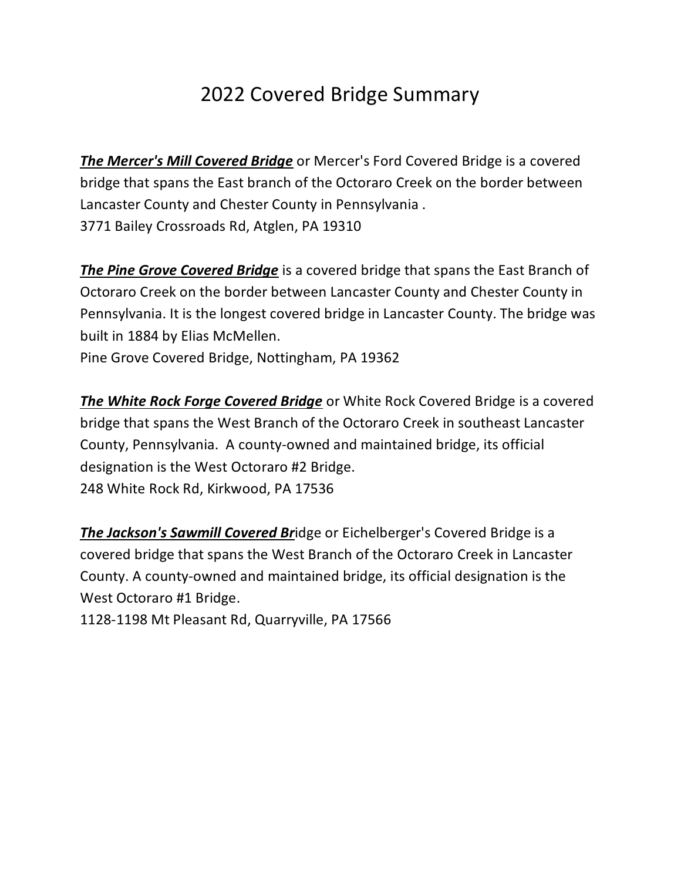# 2022 Covered Bridge Summary

***The Mercer's Mill Covered Bridge*** or Mercer's Ford Covered Bridge is a covered bridge that spans the East branch of the Octoraro Creek on the border between Lancaster County and Chester County in Pennsylvania .
3771 Bailey Crossroads Rd, Atglen, PA 19310

***The Pine Grove Covered Bridge*** is a covered bridge that spans the East Branch of Octoraro Creek on the border between Lancaster County and Chester County in Pennsylvania. It is the longest covered bridge in Lancaster County. The bridge was built in 1884 by Elias McMellen.
Pine Grove Covered Bridge, Nottingham, PA 19362

***The White Rock Forge Covered Bridge*** or White Rock Covered Bridge is a covered bridge that spans the West Branch of the Octoraro Creek in southeast Lancaster County, Pennsylvania. A county-owned and maintained bridge, its official designation is the West Octoraro #2 Bridge.
248 White Rock Rd, Kirkwood, PA 17536

***The Jackson's Sawmill Covered Br***idge or Eichelberger's Covered Bridge is a covered bridge that spans the West Branch of the Octoraro Creek in Lancaster County. A county-owned and maintained bridge, its official designation is the West Octoraro #1 Bridge.
1128-1198 Mt Pleasant Rd, Quarryville, PA 17566